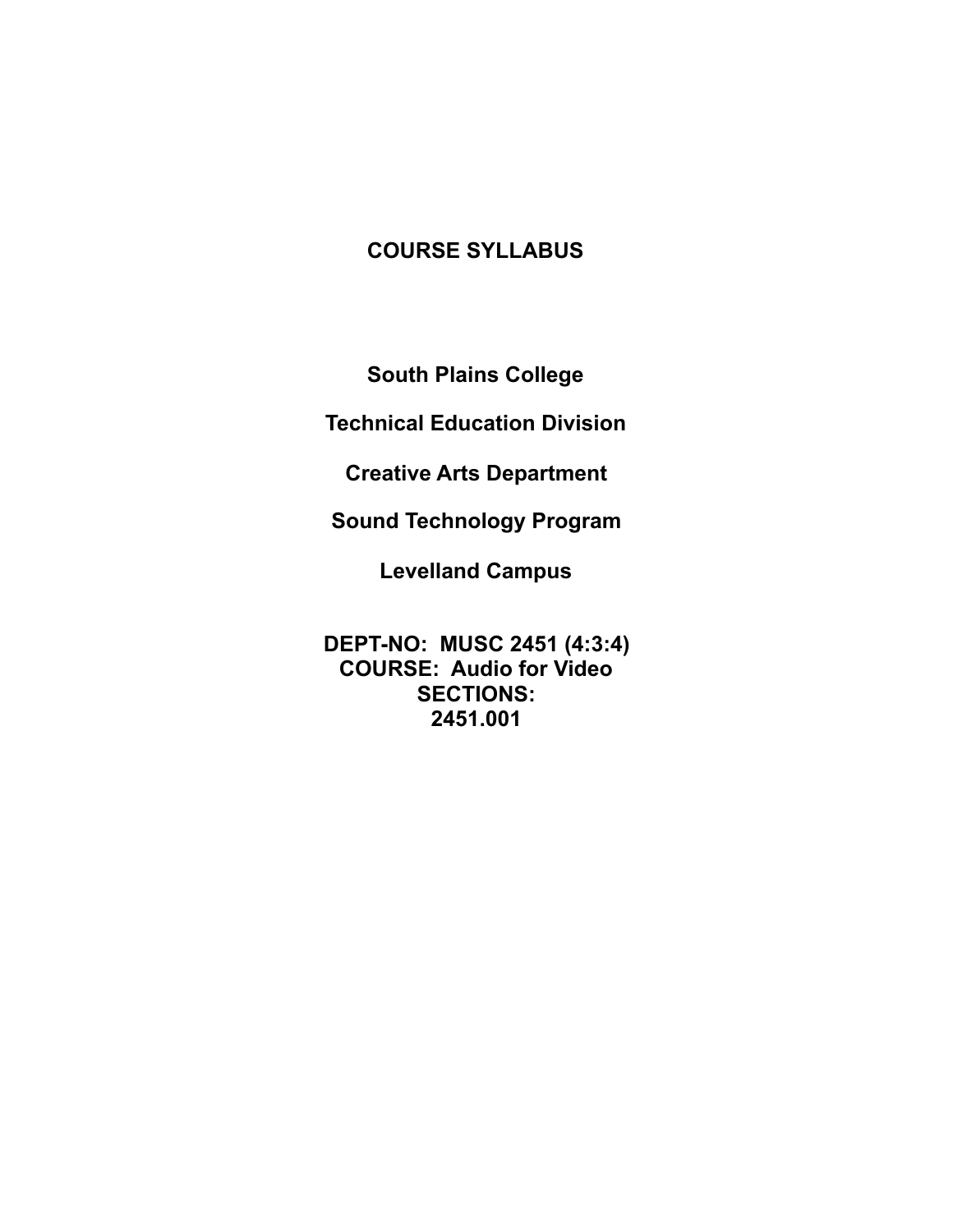# COURSE SYLLABUS

## South Plains College

## Technical Education Division

## Creative Arts Department

## Sound Technology Program

## Levelland Campus

**DEPT-NO: MUSC 2451 (4:3:4)**
**COURSE: Audio for Video**
**SECTIONS:**
**2451.001**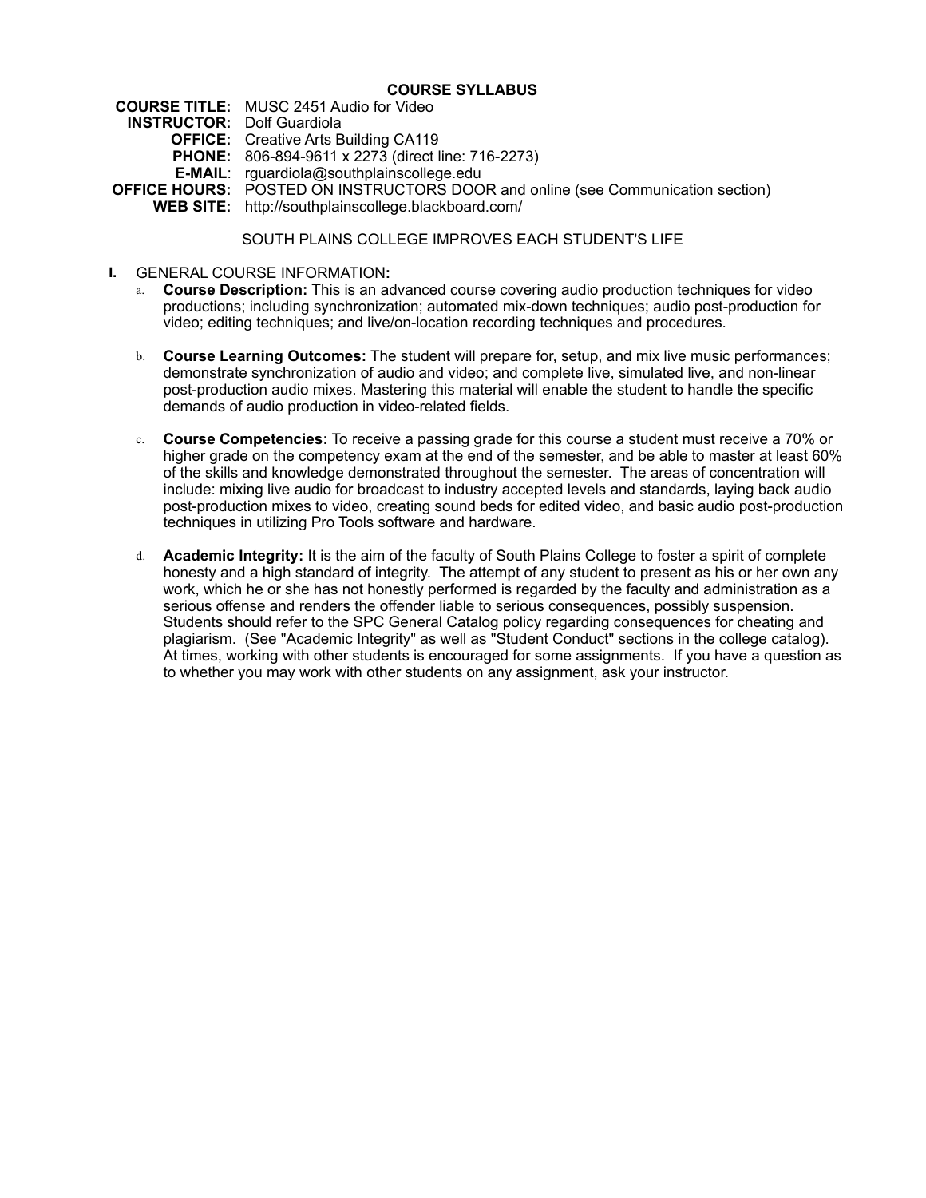# COURSE SYLLABUS

**COURSE TITLE:** MUSC 2451 Audio for Video
**INSTRUCTOR:** Dolf Guardiola
**OFFICE:** Creative Arts Building CA119
**PHONE:** 806-894-9611 x 2273 (direct line: 716-2273)
**E-MAIL**: rguardiola@southplainscollege.edu
**OFFICE HOURS:** POSTED ON INSTRUCTORS DOOR and online (see Communication section)
**WEB SITE:** http://southplainscollege.blackboard.com/

SOUTH PLAINS COLLEGE IMPROVES EACH STUDENT'S LIFE

## I. GENERAL COURSE INFORMATION:

a. **Course Description:** This is an advanced course covering audio production techniques for video productions; including synchronization; automated mix-down techniques; audio post-production for video; editing techniques; and live/on-location recording techniques and procedures.

b. **Course Learning Outcomes:** The student will prepare for, setup, and mix live music performances; demonstrate synchronization of audio and video; and complete live, simulated live, and non-linear post-production audio mixes. Mastering this material will enable the student to handle the specific demands of audio production in video-related fields.

c. **Course Competencies:** To receive a passing grade for this course a student must receive a 70% or higher grade on the competency exam at the end of the semester, and be able to master at least 60% of the skills and knowledge demonstrated throughout the semester. The areas of concentration will include: mixing live audio for broadcast to industry accepted levels and standards, laying back audio post-production mixes to video, creating sound beds for edited video, and basic audio post-production techniques in utilizing Pro Tools software and hardware.

d. **Academic Integrity:** It is the aim of the faculty of South Plains College to foster a spirit of complete honesty and a high standard of integrity. The attempt of any student to present as his or her own any work, which he or she has not honestly performed is regarded by the faculty and administration as a serious offense and renders the offender liable to serious consequences, possibly suspension. Students should refer to the SPC General Catalog policy regarding consequences for cheating and plagiarism. (See "Academic Integrity" as well as "Student Conduct" sections in the college catalog). At times, working with other students is encouraged for some assignments. If you have a question as to whether you may work with other students on any assignment, ask your instructor.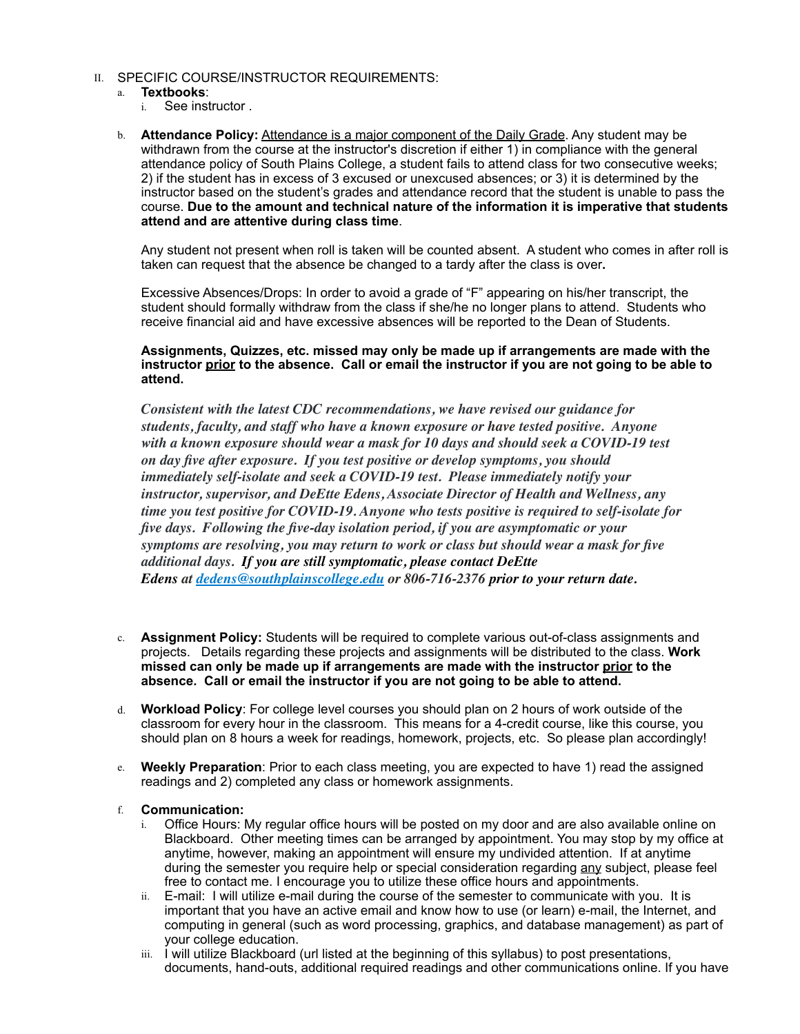II. SPECIFIC COURSE/INSTRUCTOR REQUIREMENTS:

a. **Textbooks**:
   i. See instructor .

b. **Attendance Policy:** Attendance is a major component of the Daily Grade. Any student may be withdrawn from the course at the instructor's discretion if either 1) in compliance with the general attendance policy of South Plains College, a student fails to attend class for two consecutive weeks; 2) if the student has in excess of 3 excused or unexcused absences; or 3) it is determined by the instructor based on the student's grades and attendance record that the student is unable to pass the course. **Due to the amount and technical nature of the information it is imperative that students attend and are attentive during class time**.

   Any student not present when roll is taken will be counted absent. A student who comes in after roll is taken can request that the absence be changed to a tardy after the class is over**.**

   Excessive Absences/Drops: In order to avoid a grade of "F" appearing on his/her transcript, the student should formally withdraw from the class if she/he no longer plans to attend. Students who receive financial aid and have excessive absences will be reported to the Dean of Students.

   **Assignments, Quizzes, etc. missed may only be made up if arrangements are made with the instructor prior to the absence. Call or email the instructor if you are not going to be able to attend.**

   *Consistent with the latest CDC recommendations, we have revised our guidance for students, faculty, and staff who have a known exposure or have tested positive. Anyone with a known exposure should wear a mask for 10 days and should seek a COVID-19 test on day five after exposure. If you test positive or develop symptoms, you should immediately self-isolate and seek a COVID-19 test. Please immediately notify your instructor, supervisor, and DeEtte Edens, Associate Director of Health and Wellness, any time you test positive for COVID-19. Anyone who tests positive is required to self-isolate for five days. Following the five-day isolation period, if you are asymptomatic or your symptoms are resolving, you may return to work or class but should wear a mask for five additional days.* ***If you are still symptomatic, please contact DeEtte Edens at [dedens@southplainscollege.edu](mailto:dedens@southplainscollege.edu) or 806-716-2376 prior to your return date.***

c. **Assignment Policy:** Students will be required to complete various out-of-class assignments and projects. Details regarding these projects and assignments will be distributed to the class. **Work missed can only be made up if arrangements are made with the instructor prior to the absence. Call or email the instructor if you are not going to be able to attend.**

d. **Workload Policy**: For college level courses you should plan on 2 hours of work outside of the classroom for every hour in the classroom. This means for a 4-credit course, like this course, you should plan on 8 hours a week for readings, homework, projects, etc. So please plan accordingly!

e. **Weekly Preparation**: Prior to each class meeting, you are expected to have 1) read the assigned readings and 2) completed any class or homework assignments.

f. **Communication:**
   i. Office Hours: My regular office hours will be posted on my door and are also available online on Blackboard. Other meeting times can be arranged by appointment. You may stop by my office at anytime, however, making an appointment will ensure my undivided attention. If at anytime during the semester you require help or special consideration regarding any subject, please feel free to contact me. I encourage you to utilize these office hours and appointments.
   ii. E-mail: I will utilize e-mail during the course of the semester to communicate with you. It is important that you have an active email and know how to use (or learn) e-mail, the Internet, and computing in general (such as word processing, graphics, and database management) as part of your college education.
   iii. I will utilize Blackboard (url listed at the beginning of this syllabus) to post presentations, documents, hand-outs, additional required readings and other communications online. If you have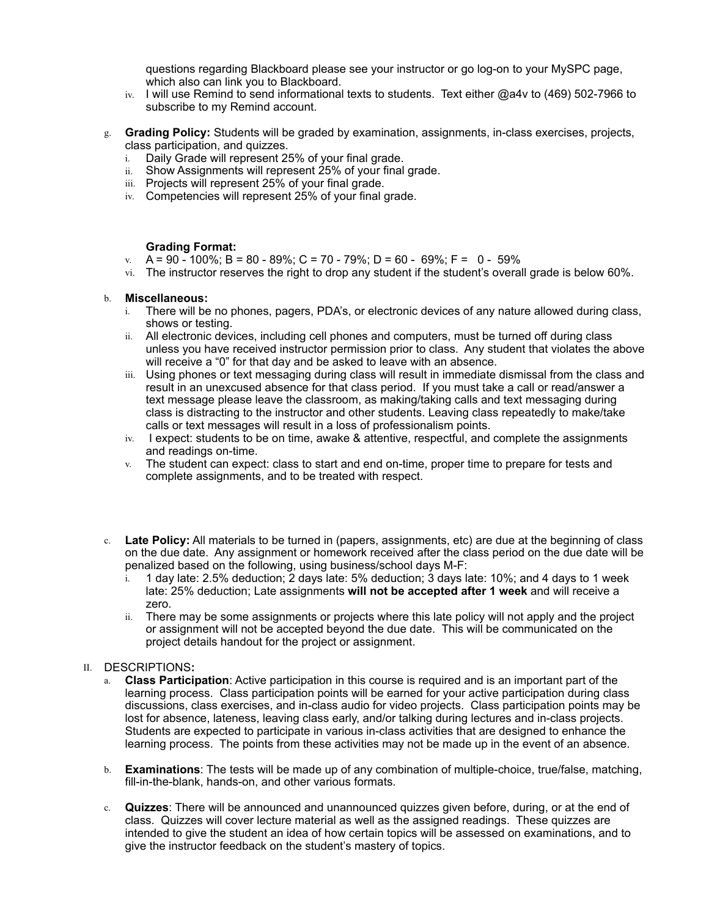questions regarding Blackboard please see your instructor or go log-on to your MySPC page, which also can link you to Blackboard.

iv. I will use Remind to send informational texts to students. Text either @a4v to (469) 502-7966 to subscribe to my Remind account.

g. **Grading Policy:** Students will be graded by examination, assignments, in-class exercises, projects, class participation, and quizzes.

i. Daily Grade will represent 25% of your final grade.
ii. Show Assignments will represent 25% of your final grade.
iii. Projects will represent 25% of your final grade.
iv. Competencies will represent 25% of your final grade.

**Grading Format:**

v. A = 90 - 100%; B = 80 - 89%; C = 70 - 79%; D = 60 - 69%; F = 0 - 59%
vi. The instructor reserves the right to drop any student if the student's overall grade is below 60%.

b. **Miscellaneous:**

i. There will be no phones, pagers, PDA's, or electronic devices of any nature allowed during class, shows or testing.
ii. All electronic devices, including cell phones and computers, must be turned off during class unless you have received instructor permission prior to class. Any student that violates the above will receive a "0" for that day and be asked to leave with an absence.
iii. Using phones or text messaging during class will result in immediate dismissal from the class and result in an unexcused absence for that class period. If you must take a call or read/answer a text message please leave the classroom, as making/taking calls and text messaging during class is distracting to the instructor and other students. Leaving class repeatedly to make/take calls or text messages will result in a loss of professionalism points.
iv. I expect: students to be on time, awake & attentive, respectful, and complete the assignments and readings on-time.
v. The student can expect: class to start and end on-time, proper time to prepare for tests and complete assignments, and to be treated with respect.

c. **Late Policy:** All materials to be turned in (papers, assignments, etc) are due at the beginning of class on the due date. Any assignment or homework received after the class period on the due date will be penalized based on the following, using business/school days M-F:

i. 1 day late: 2.5% deduction; 2 days late: 5% deduction; 3 days late: 10%; and 4 days to 1 week late: 25% deduction; Late assignments **will not be accepted after 1 week** and will receive a zero.
ii. There may be some assignments or projects where this late policy will not apply and the project or assignment will not be accepted beyond the due date. This will be communicated on the project details handout for the project or assignment.

## II. DESCRIPTIONS**:**

a. **Class Participation**: Active participation in this course is required and is an important part of the learning process. Class participation points will be earned for your active participation during class discussions, class exercises, and in-class audio for video projects. Class participation points may be lost for absence, lateness, leaving class early, and/or talking during lectures and in-class projects. Students are expected to participate in various in-class activities that are designed to enhance the learning process. The points from these activities may not be made up in the event of an absence.

b. **Examinations**: The tests will be made up of any combination of multiple-choice, true/false, matching, fill-in-the-blank, hands-on, and other various formats.

c. **Quizzes**: There will be announced and unannounced quizzes given before, during, or at the end of class. Quizzes will cover lecture material as well as the assigned readings. These quizzes are intended to give the student an idea of how certain topics will be assessed on examinations, and to give the instructor feedback on the student's mastery of topics.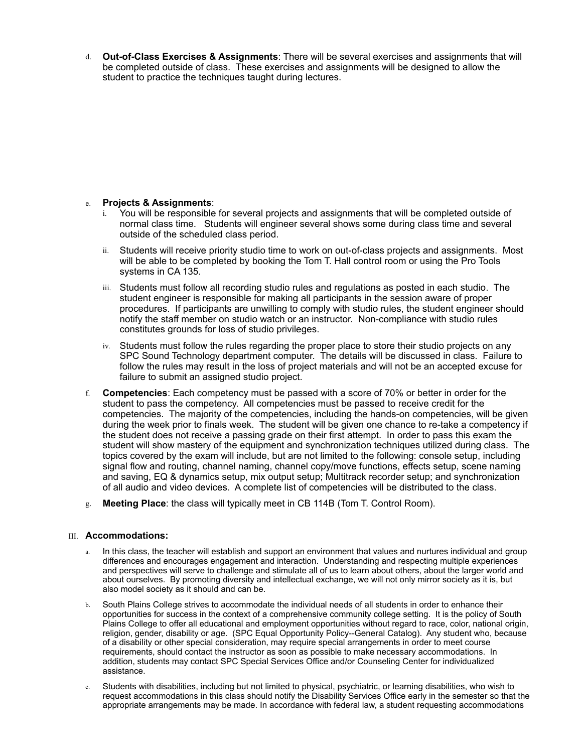d. **Out-of-Class Exercises & Assignments**: There will be several exercises and assignments that will be completed outside of class. These exercises and assignments will be designed to allow the student to practice the techniques taught during lectures.

e. **Projects & Assignments**:
   i. You will be responsible for several projects and assignments that will be completed outside of normal class time. Students will engineer several shows some during class time and several outside of the scheduled class period.
   ii. Students will receive priority studio time to work on out-of-class projects and assignments. Most will be able to be completed by booking the Tom T. Hall control room or using the Pro Tools systems in CA 135.
   iii. Students must follow all recording studio rules and regulations as posted in each studio. The student engineer is responsible for making all participants in the session aware of proper procedures. If participants are unwilling to comply with studio rules, the student engineer should notify the staff member on studio watch or an instructor. Non-compliance with studio rules constitutes grounds for loss of studio privileges.
   iv. Students must follow the rules regarding the proper place to store their studio projects on any SPC Sound Technology department computer. The details will be discussed in class. Failure to follow the rules may result in the loss of project materials and will not be an accepted excuse for failure to submit an assigned studio project.

f. **Competencies**: Each competency must be passed with a score of 70% or better in order for the student to pass the competency. All competencies must be passed to receive credit for the competencies. The majority of the competencies, including the hands-on competencies, will be given during the week prior to finals week. The student will be given one chance to re-take a competency if the student does not receive a passing grade on their first attempt. In order to pass this exam the student will show mastery of the equipment and synchronization techniques utilized during class. The topics covered by the exam will include, but are not limited to the following: console setup, including signal flow and routing, channel naming, channel copy/move functions, effects setup, scene naming and saving, EQ & dynamics setup, mix output setup; Multitrack recorder setup; and synchronization of all audio and video devices. A complete list of competencies will be distributed to the class.

g. **Meeting Place**: the class will typically meet in CB 114B (Tom T. Control Room).

## III. Accommodations:

a. In this class, the teacher will establish and support an environment that values and nurtures individual and group differences and encourages engagement and interaction. Understanding and respecting multiple experiences and perspectives will serve to challenge and stimulate all of us to learn about others, about the larger world and about ourselves. By promoting diversity and intellectual exchange, we will not only mirror society as it is, but also model society as it should and can be.

b. South Plains College strives to accommodate the individual needs of all students in order to enhance their opportunities for success in the context of a comprehensive community college setting. It is the policy of South Plains College to offer all educational and employment opportunities without regard to race, color, national origin, religion, gender, disability or age. (SPC Equal Opportunity Policy--General Catalog). Any student who, because of a disability or other special consideration, may require special arrangements in order to meet course requirements, should contact the instructor as soon as possible to make necessary accommodations. In addition, students may contact SPC Special Services Office and/or Counseling Center for individualized assistance.

c. Students with disabilities, including but not limited to physical, psychiatric, or learning disabilities, who wish to request accommodations in this class should notify the Disability Services Office early in the semester so that the appropriate arrangements may be made. In accordance with federal law, a student requesting accommodations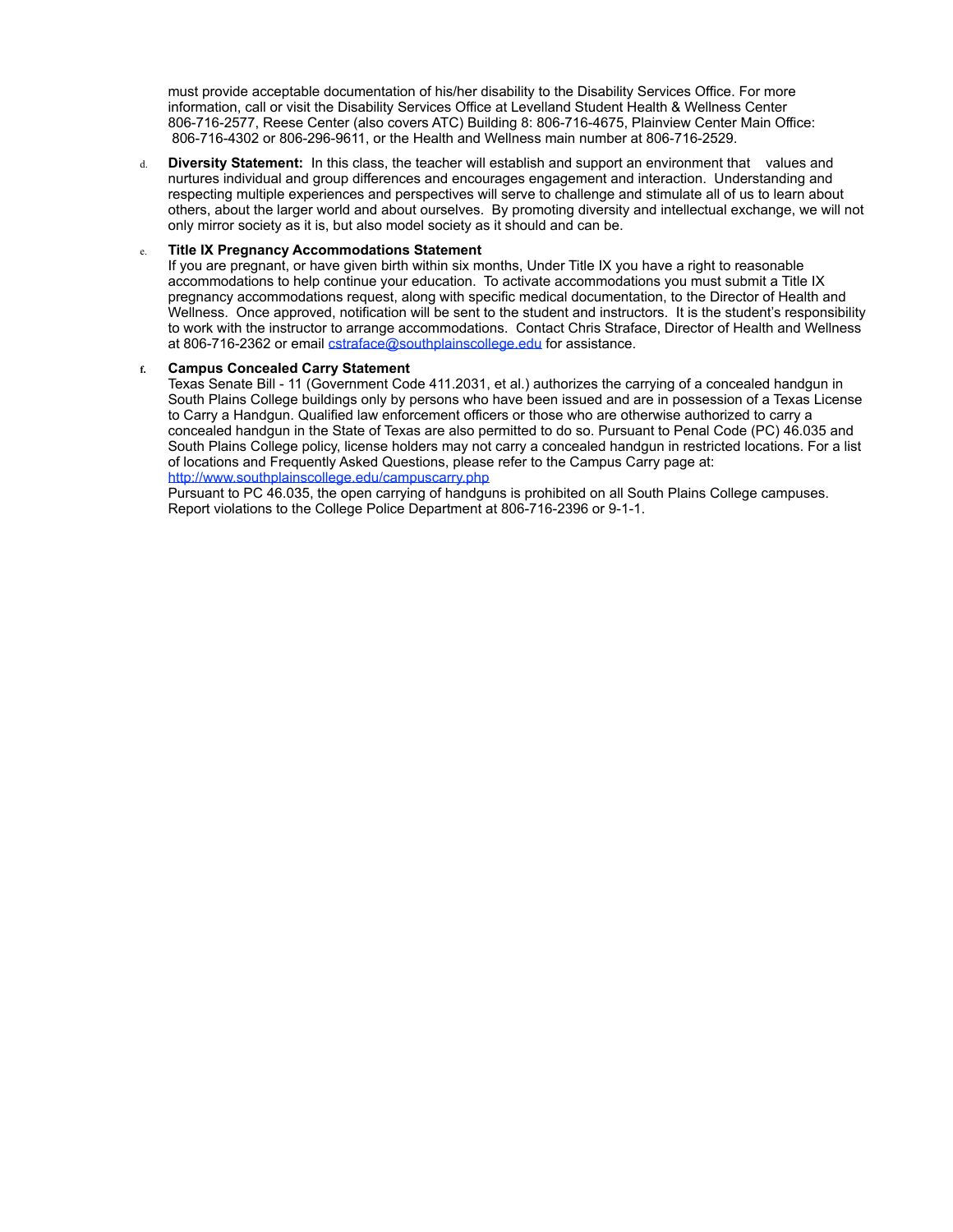must provide acceptable documentation of his/her disability to the Disability Services Office. For more information, call or visit the Disability Services Office at Levelland Student Health & Wellness Center 806-716-2577, Reese Center (also covers ATC) Building 8: 806-716-4675, Plainview Center Main Office: 806-716-4302 or 806-296-9611, or the Health and Wellness main number at 806-716-2529.

d. **Diversity Statement:** In this class, the teacher will establish and support an environment that values and nurtures individual and group differences and encourages engagement and interaction. Understanding and respecting multiple experiences and perspectives will serve to challenge and stimulate all of us to learn about others, about the larger world and about ourselves. By promoting diversity and intellectual exchange, we will not only mirror society as it is, but also model society as it should and can be.

e. **Title IX Pregnancy Accommodations Statement**
If you are pregnant, or have given birth within six months, Under Title IX you have a right to reasonable accommodations to help continue your education. To activate accommodations you must submit a Title IX pregnancy accommodations request, along with specific medical documentation, to the Director of Health and Wellness. Once approved, notification will be sent to the student and instructors. It is the student's responsibility to work with the instructor to arrange accommodations. Contact Chris Straface, Director of Health and Wellness at 806-716-2362 or email [cstraface@southplainscollege.edu](mailto:cstraface@southplainscollege.edu) for assistance.

f. **Campus Concealed Carry Statement**
Texas Senate Bill - 11 (Government Code 411.2031, et al.) authorizes the carrying of a concealed handgun in South Plains College buildings only by persons who have been issued and are in possession of a Texas License to Carry a Handgun. Qualified law enforcement officers or those who are otherwise authorized to carry a concealed handgun in the State of Texas are also permitted to do so. Pursuant to Penal Code (PC) 46.035 and South Plains College policy, license holders may not carry a concealed handgun in restricted locations. For a list of locations and Frequently Asked Questions, please refer to the Campus Carry page at: [http://www.southplainscollege.edu/campuscarry.php](http://www.southplainscollege.edu/campuscarry.php)
Pursuant to PC 46.035, the open carrying of handguns is prohibited on all South Plains College campuses. Report violations to the College Police Department at 806-716-2396 or 9-1-1.